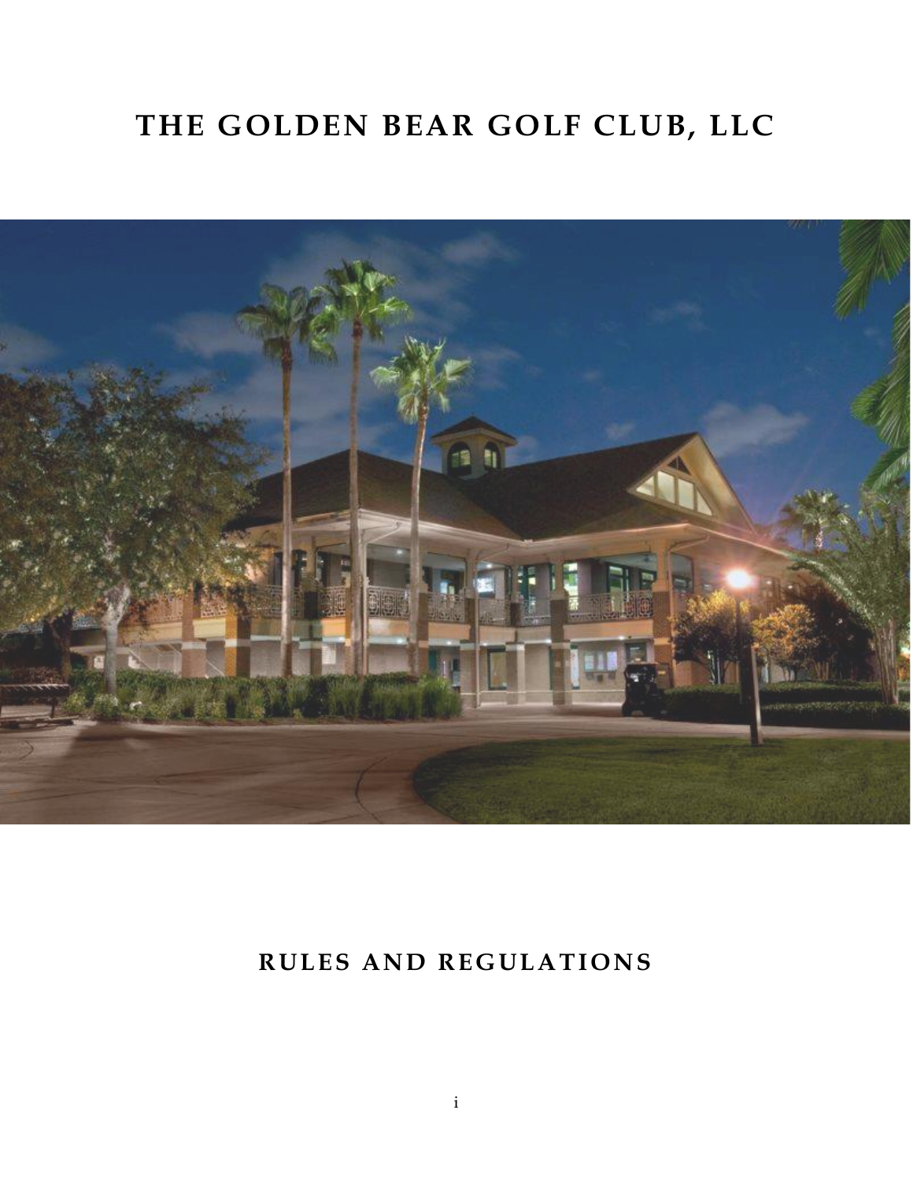# THE GOLDEN BEAR GOLF CLUB, LLC

## RULES AND REGULATIONS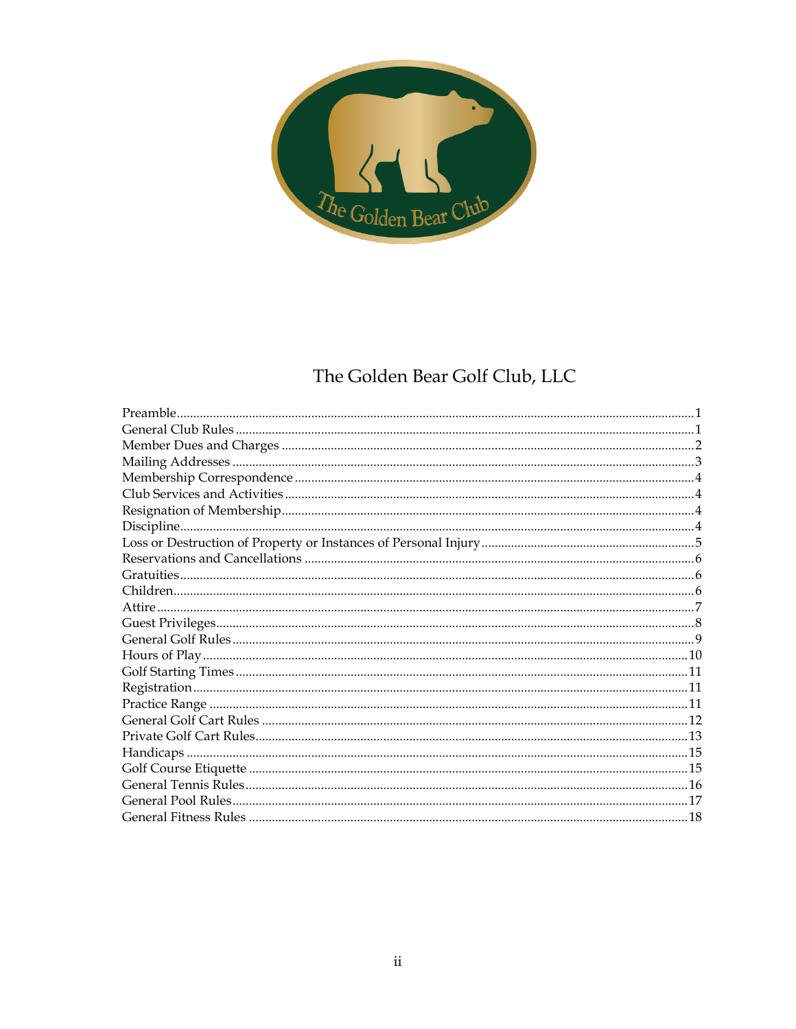# The Golden Bear Golf Club, LLC

Preamble....................................................1
General Club Rules....................................................1
Member Dues and Charges....................................................2
Mailing Addresses....................................................3
Membership Correspondence....................................................4
Club Services and Activities....................................................4
Resignation of Membership....................................................4
Discipline....................................................4
Loss or Destruction of Property or Instances of Personal Injury....................................................5
Reservations and Cancellations....................................................6
Gratuities....................................................6
Children....................................................6
Attire....................................................7
Guest Privileges....................................................8
General Golf Rules....................................................9
Hours of Play....................................................10
Golf Starting Times....................................................11
Registration....................................................11
Practice Range....................................................11
General Golf Cart Rules....................................................12
Private Golf Cart Rules....................................................13
Handicaps....................................................15
Golf Course Etiquette....................................................15
General Tennis Rules....................................................16
General Pool Rules....................................................17
General Fitness Rules....................................................18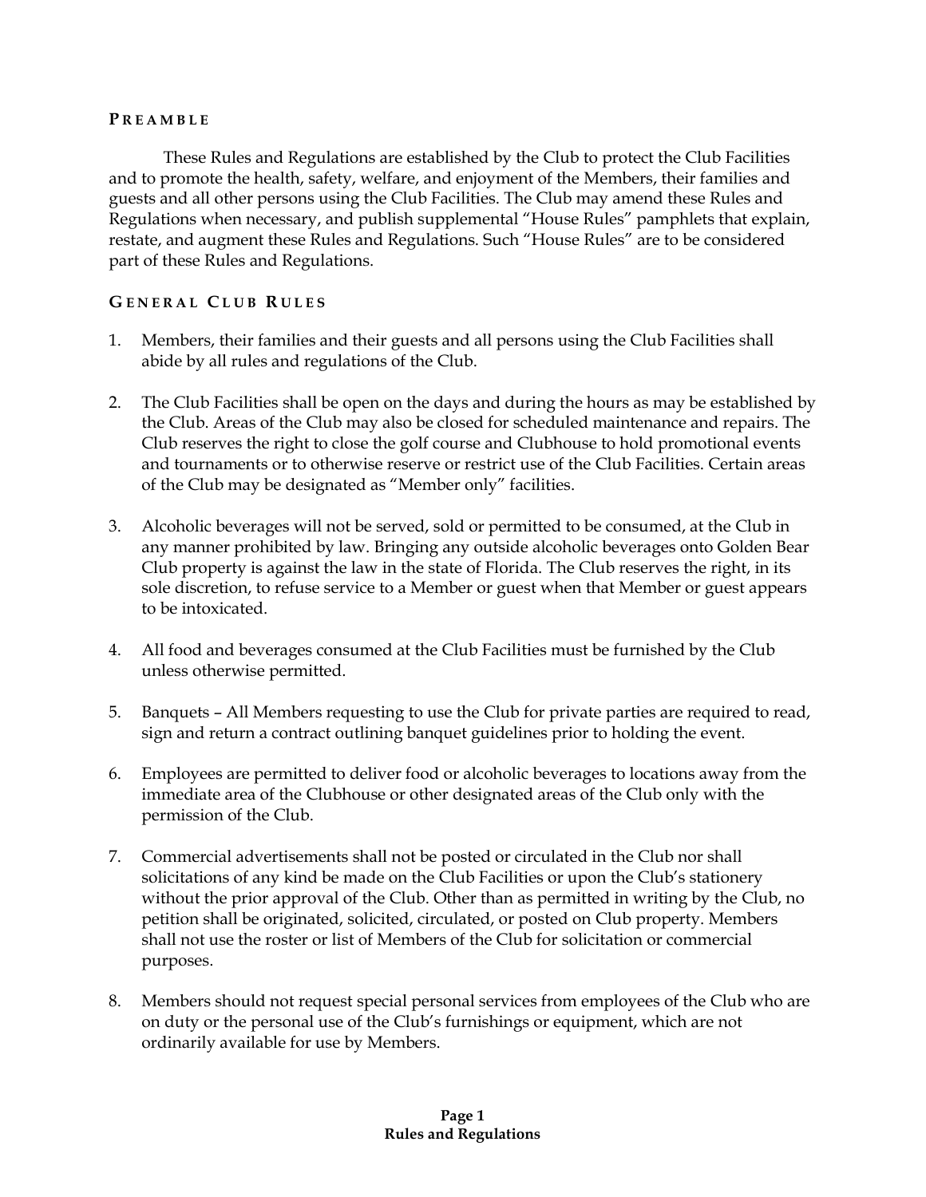## PREAMBLE

These Rules and Regulations are established by the Club to protect the Club Facilities and to promote the health, safety, welfare, and enjoyment of the Members, their families and guests and all other persons using the Club Facilities. The Club may amend these Rules and Regulations when necessary, and publish supplemental "House Rules" pamphlets that explain, restate, and augment these Rules and Regulations. Such "House Rules" are to be considered part of these Rules and Regulations.

## GENERAL CLUB RULES

1. Members, their families and their guests and all persons using the Club Facilities shall abide by all rules and regulations of the Club.

2. The Club Facilities shall be open on the days and during the hours as may be established by the Club. Areas of the Club may also be closed for scheduled maintenance and repairs. The Club reserves the right to close the golf course and Clubhouse to hold promotional events and tournaments or to otherwise reserve or restrict use of the Club Facilities. Certain areas of the Club may be designated as "Member only" facilities.

3. Alcoholic beverages will not be served, sold or permitted to be consumed, at the Club in any manner prohibited by law. Bringing any outside alcoholic beverages onto Golden Bear Club property is against the law in the state of Florida. The Club reserves the right, in its sole discretion, to refuse service to a Member or guest when that Member or guest appears to be intoxicated.

4. All food and beverages consumed at the Club Facilities must be furnished by the Club unless otherwise permitted.

5. Banquets – All Members requesting to use the Club for private parties are required to read, sign and return a contract outlining banquet guidelines prior to holding the event.

6. Employees are permitted to deliver food or alcoholic beverages to locations away from the immediate area of the Clubhouse or other designated areas of the Club only with the permission of the Club.

7. Commercial advertisements shall not be posted or circulated in the Club nor shall solicitations of any kind be made on the Club Facilities or upon the Club's stationery without the prior approval of the Club. Other than as permitted in writing by the Club, no petition shall be originated, solicited, circulated, or posted on Club property. Members shall not use the roster or list of Members of the Club for solicitation or commercial purposes.

8. Members should not request special personal services from employees of the Club who are on duty or the personal use of the Club's furnishings or equipment, which are not ordinarily available for use by Members.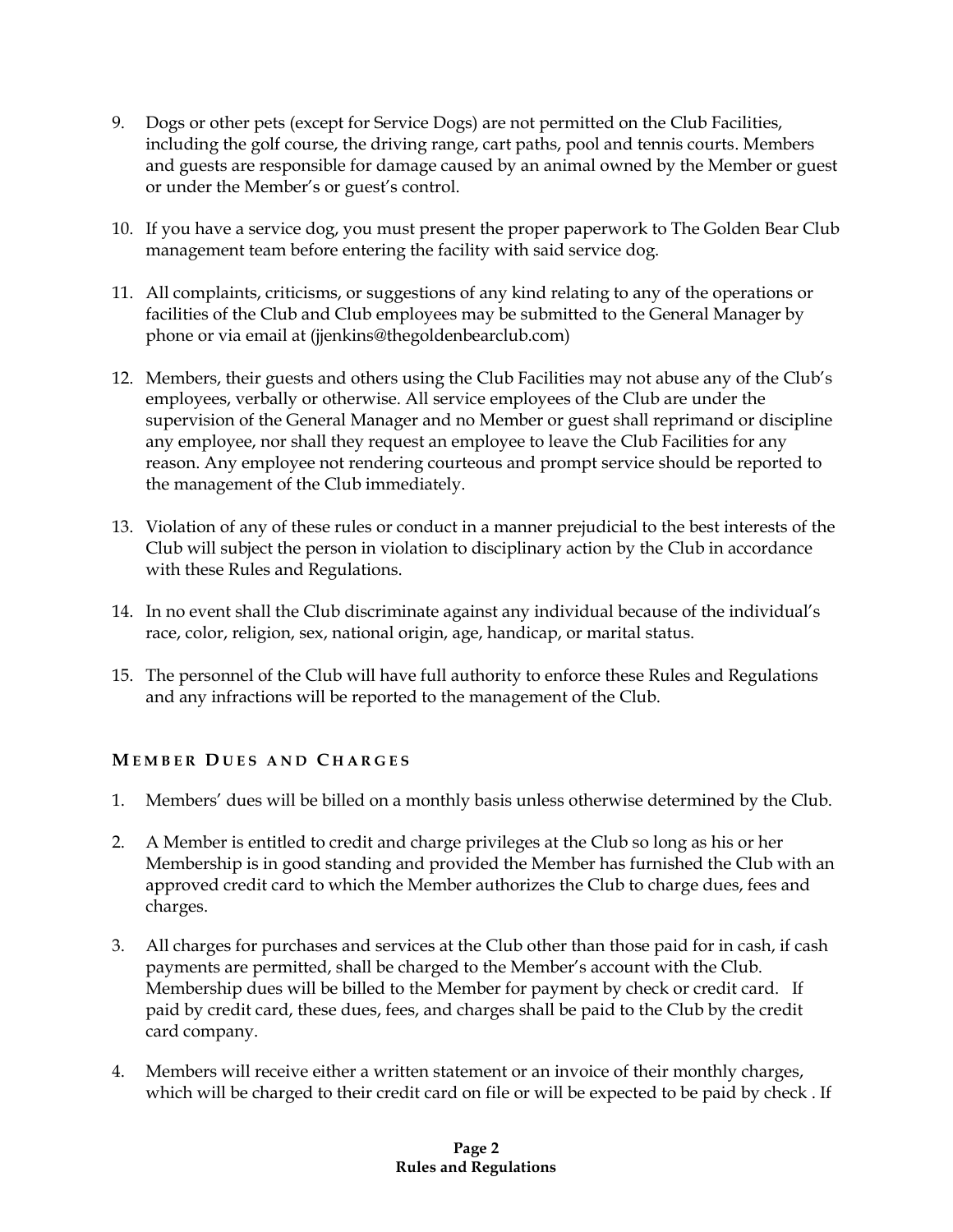9. Dogs or other pets (except for Service Dogs) are not permitted on the Club Facilities, including the golf course, the driving range, cart paths, pool and tennis courts. Members and guests are responsible for damage caused by an animal owned by the Member or guest or under the Member's or guest's control.

10. If you have a service dog, you must present the proper paperwork to The Golden Bear Club management team before entering the facility with said service dog.

11. All complaints, criticisms, or suggestions of any kind relating to any of the operations or facilities of the Club and Club employees may be submitted to the General Manager by phone or via email at (jjenkins@thegoldenbearclub.com)

12. Members, their guests and others using the Club Facilities may not abuse any of the Club's employees, verbally or otherwise. All service employees of the Club are under the supervision of the General Manager and no Member or guest shall reprimand or discipline any employee, nor shall they request an employee to leave the Club Facilities for any reason. Any employee not rendering courteous and prompt service should be reported to the management of the Club immediately.

13. Violation of any of these rules or conduct in a manner prejudicial to the best interests of the Club will subject the person in violation to disciplinary action by the Club in accordance with these Rules and Regulations.

14. In no event shall the Club discriminate against any individual because of the individual's race, color, religion, sex, national origin, age, handicap, or marital status.

15. The personnel of the Club will have full authority to enforce these Rules and Regulations and any infractions will be reported to the management of the Club.

## MEMBER DUES AND CHARGES

1. Members' dues will be billed on a monthly basis unless otherwise determined by the Club.

2. A Member is entitled to credit and charge privileges at the Club so long as his or her Membership is in good standing and provided the Member has furnished the Club with an approved credit card to which the Member authorizes the Club to charge dues, fees and charges.

3. All charges for purchases and services at the Club other than those paid for in cash, if cash payments are permitted, shall be charged to the Member's account with the Club. Membership dues will be billed to the Member for payment by check or credit card. If paid by credit card, these dues, fees, and charges shall be paid to the Club by the credit card company.

4. Members will receive either a written statement or an invoice of their monthly charges, which will be charged to their credit card on file or will be expected to be paid by check . If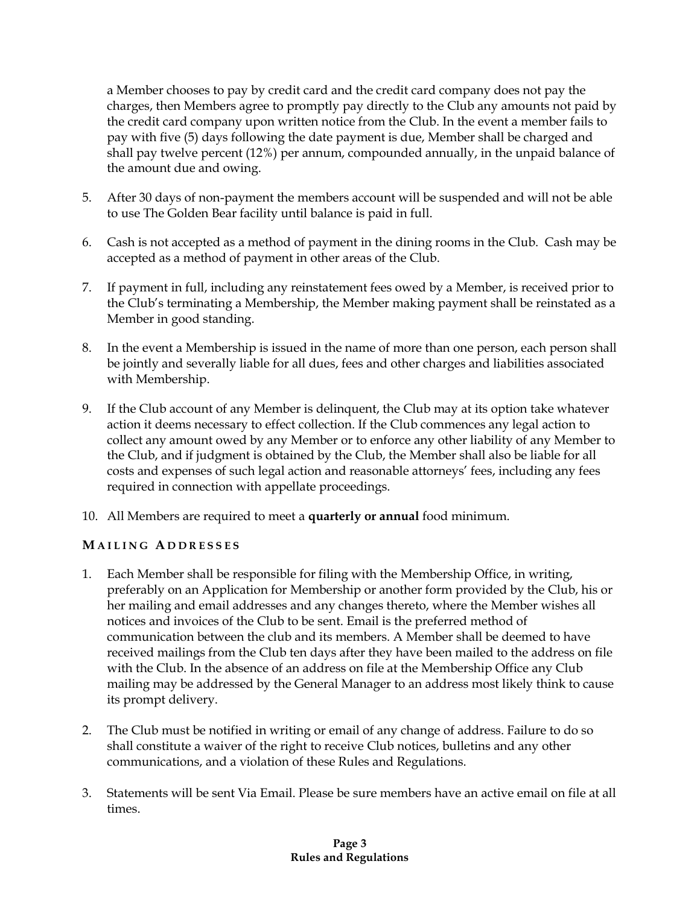a Member chooses to pay by credit card and the credit card company does not pay the charges, then Members agree to promptly pay directly to the Club any amounts not paid by the credit card company upon written notice from the Club. In the event a member fails to pay with five (5) days following the date payment is due, Member shall be charged and shall pay twelve percent (12%) per annum, compounded annually, in the unpaid balance of the amount due and owing.

5. After 30 days of non-payment the members account will be suspended and will not be able to use The Golden Bear facility until balance is paid in full.

6. Cash is not accepted as a method of payment in the dining rooms in the Club. Cash may be accepted as a method of payment in other areas of the Club.

7. If payment in full, including any reinstatement fees owed by a Member, is received prior to the Club's terminating a Membership, the Member making payment shall be reinstated as a Member in good standing.

8. In the event a Membership is issued in the name of more than one person, each person shall be jointly and severally liable for all dues, fees and other charges and liabilities associated with Membership.

9. If the Club account of any Member is delinquent, the Club may at its option take whatever action it deems necessary to effect collection. If the Club commences any legal action to collect any amount owed by any Member or to enforce any other liability of any Member to the Club, and if judgment is obtained by the Club, the Member shall also be liable for all costs and expenses of such legal action and reasonable attorneys' fees, including any fees required in connection with appellate proceedings.

10. All Members are required to meet a **quarterly or annual** food minimum.

### MAILING ADDRESSES

1. Each Member shall be responsible for filing with the Membership Office, in writing, preferably on an Application for Membership or another form provided by the Club, his or her mailing and email addresses and any changes thereto, where the Member wishes all notices and invoices of the Club to be sent. Email is the preferred method of communication between the club and its members. A Member shall be deemed to have received mailings from the Club ten days after they have been mailed to the address on file with the Club. In the absence of an address on file at the Membership Office any Club mailing may be addressed by the General Manager to an address most likely think to cause its prompt delivery.

2. The Club must be notified in writing or email of any change of address. Failure to do so shall constitute a waiver of the right to receive Club notices, bulletins and any other communications, and a violation of these Rules and Regulations.

3. Statements will be sent Via Email. Please be sure members have an active email on file at all times.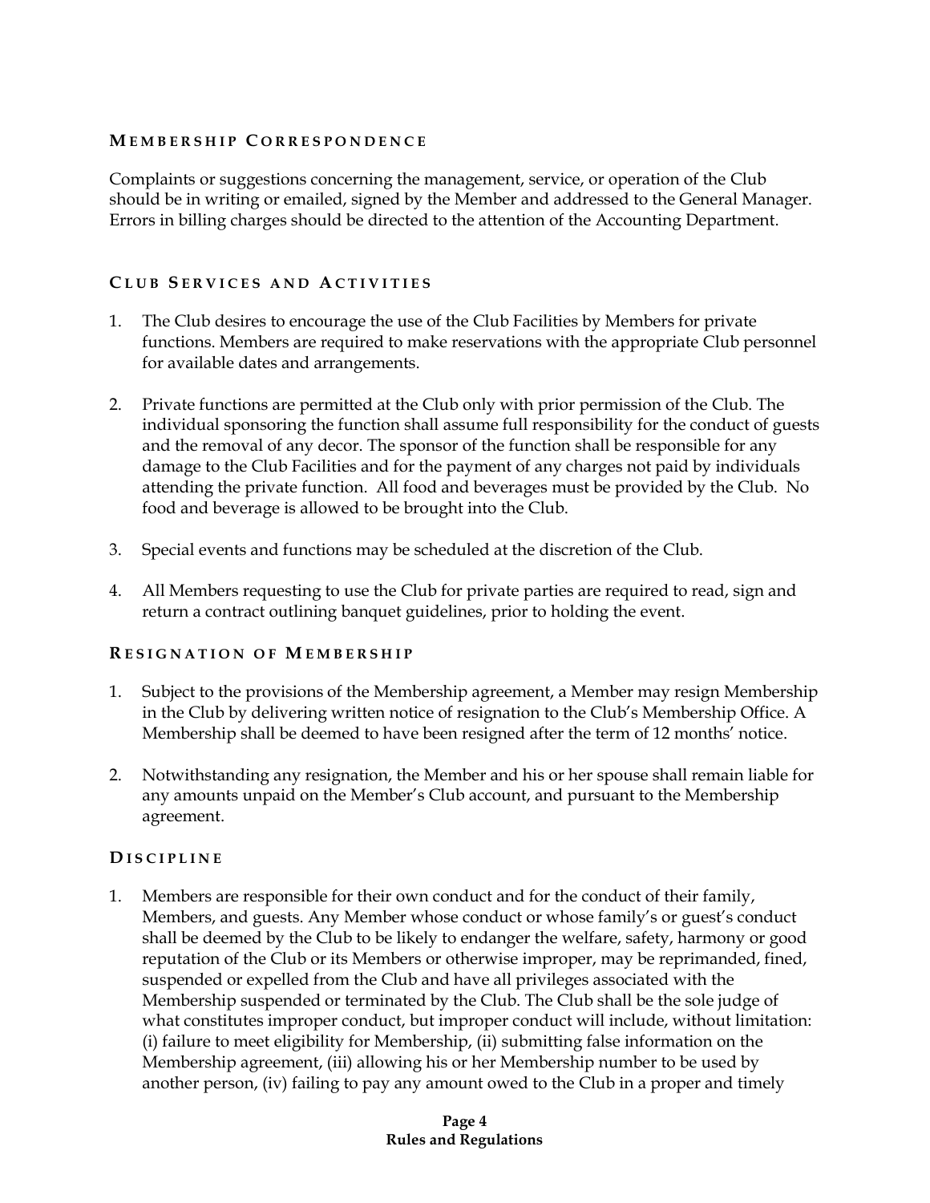## Membership Correspondence

Complaints or suggestions concerning the management, service, or operation of the Club should be in writing or emailed, signed by the Member and addressed to the General Manager. Errors in billing charges should be directed to the attention of the Accounting Department.

## Club Services and Activities

1. The Club desires to encourage the use of the Club Facilities by Members for private functions. Members are required to make reservations with the appropriate Club personnel for available dates and arrangements.

2. Private functions are permitted at the Club only with prior permission of the Club. The individual sponsoring the function shall assume full responsibility for the conduct of guests and the removal of any decor. The sponsor of the function shall be responsible for any damage to the Club Facilities and for the payment of any charges not paid by individuals attending the private function. All food and beverages must be provided by the Club. No food and beverage is allowed to be brought into the Club.

3. Special events and functions may be scheduled at the discretion of the Club.

4. All Members requesting to use the Club for private parties are required to read, sign and return a contract outlining banquet guidelines, prior to holding the event.

## Resignation of Membership

1. Subject to the provisions of the Membership agreement, a Member may resign Membership in the Club by delivering written notice of resignation to the Club's Membership Office. A Membership shall be deemed to have been resigned after the term of 12 months' notice.

2. Notwithstanding any resignation, the Member and his or her spouse shall remain liable for any amounts unpaid on the Member's Club account, and pursuant to the Membership agreement.

## Discipline

1. Members are responsible for their own conduct and for the conduct of their family, Members, and guests. Any Member whose conduct or whose family's or guest's conduct shall be deemed by the Club to be likely to endanger the welfare, safety, harmony or good reputation of the Club or its Members or otherwise improper, may be reprimanded, fined, suspended or expelled from the Club and have all privileges associated with the Membership suspended or terminated by the Club. The Club shall be the sole judge of what constitutes improper conduct, but improper conduct will include, without limitation: (i) failure to meet eligibility for Membership, (ii) submitting false information on the Membership agreement, (iii) allowing his or her Membership number to be used by another person, (iv) failing to pay any amount owed to the Club in a proper and timely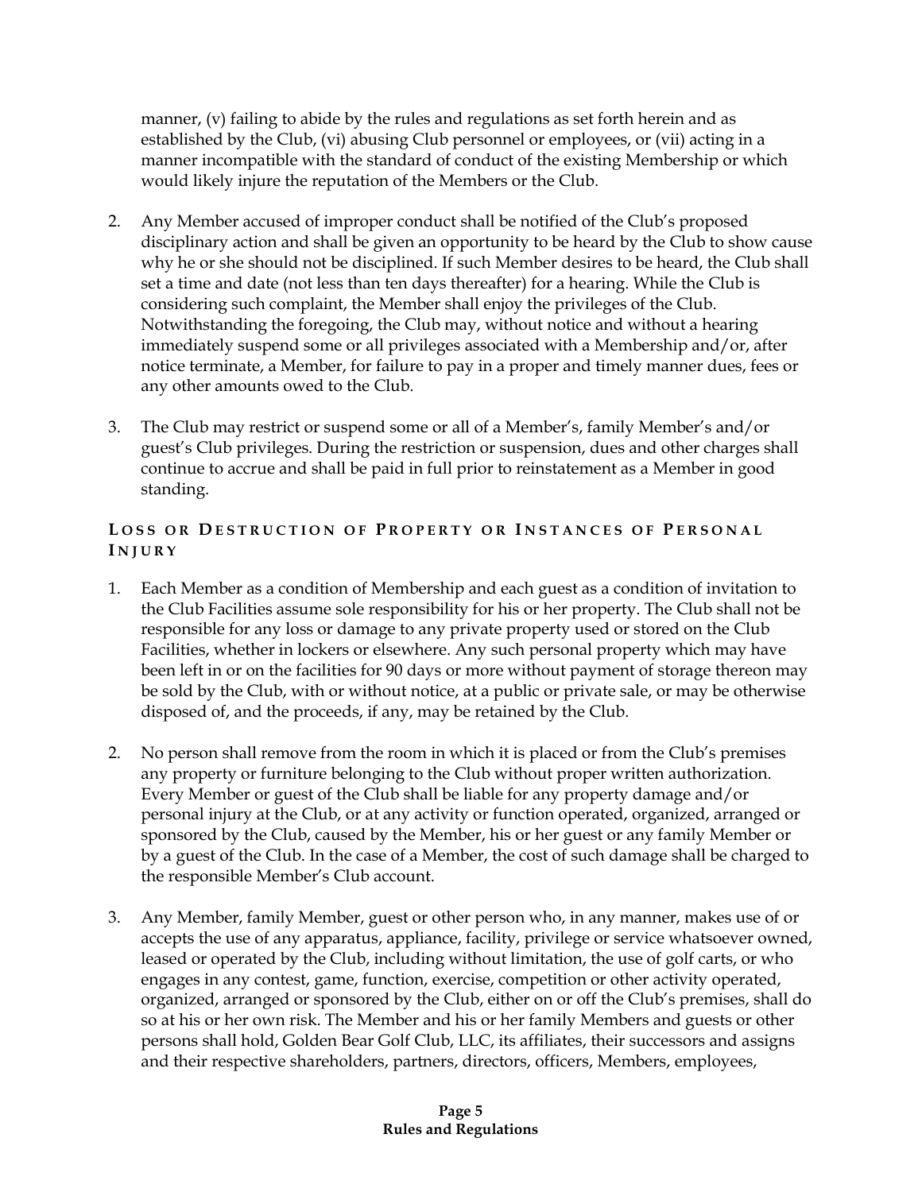manner, (v) failing to abide by the rules and regulations as set forth herein and as established by the Club, (vi) abusing Club personnel or employees, or (vii) acting in a manner incompatible with the standard of conduct of the existing Membership or which would likely injure the reputation of the Members or the Club.

2. Any Member accused of improper conduct shall be notified of the Club's proposed disciplinary action and shall be given an opportunity to be heard by the Club to show cause why he or she should not be disciplined. If such Member desires to be heard, the Club shall set a time and date (not less than ten days thereafter) for a hearing. While the Club is considering such complaint, the Member shall enjoy the privileges of the Club. Notwithstanding the foregoing, the Club may, without notice and without a hearing immediately suspend some or all privileges associated with a Membership and/or, after notice terminate, a Member, for failure to pay in a proper and timely manner dues, fees or any other amounts owed to the Club.

3. The Club may restrict or suspend some or all of a Member's, family Member's and/or guest's Club privileges. During the restriction or suspension, dues and other charges shall continue to accrue and shall be paid in full prior to reinstatement as a Member in good standing.

### LOSS OR DESTRUCTION OF PROPERTY OR INSTANCES OF PERSONAL INJURY

1. Each Member as a condition of Membership and each guest as a condition of invitation to the Club Facilities assume sole responsibility for his or her property. The Club shall not be responsible for any loss or damage to any private property used or stored on the Club Facilities, whether in lockers or elsewhere. Any such personal property which may have been left in or on the facilities for 90 days or more without payment of storage thereon may be sold by the Club, with or without notice, at a public or private sale, or may be otherwise disposed of, and the proceeds, if any, may be retained by the Club.

2. No person shall remove from the room in which it is placed or from the Club's premises any property or furniture belonging to the Club without proper written authorization. Every Member or guest of the Club shall be liable for any property damage and/or personal injury at the Club, or at any activity or function operated, organized, arranged or sponsored by the Club, caused by the Member, his or her guest or any family Member or by a guest of the Club. In the case of a Member, the cost of such damage shall be charged to the responsible Member's Club account.

3. Any Member, family Member, guest or other person who, in any manner, makes use of or accepts the use of any apparatus, appliance, facility, privilege or service whatsoever owned, leased or operated by the Club, including without limitation, the use of golf carts, or who engages in any contest, game, function, exercise, competition or other activity operated, organized, arranged or sponsored by the Club, either on or off the Club's premises, shall do so at his or her own risk. The Member and his or her family Members and guests or other persons shall hold, Golden Bear Golf Club, LLC, its affiliates, their successors and assigns and their respective shareholders, partners, directors, officers, Members, employees,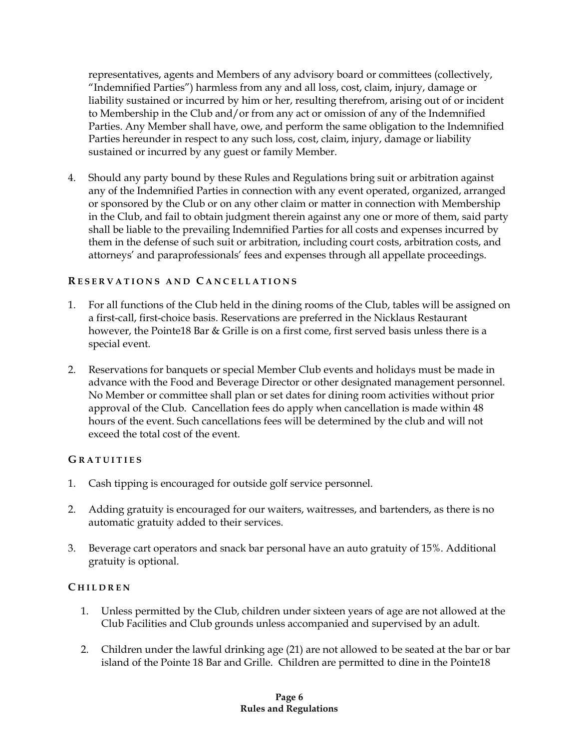representatives, agents and Members of any advisory board or committees (collectively, “Indemnified Parties”) harmless from any and all loss, cost, claim, injury, damage or liability sustained or incurred by him or her, resulting therefrom, arising out of or incident to Membership in the Club and/or from any act or omission of any of the Indemnified Parties. Any Member shall have, owe, and perform the same obligation to the Indemnified Parties hereunder in respect to any such loss, cost, claim, injury, damage or liability sustained or incurred by any guest or family Member.

4. Should any party bound by these Rules and Regulations bring suit or arbitration against any of the Indemnified Parties in connection with any event operated, organized, arranged or sponsored by the Club or on any other claim or matter in connection with Membership in the Club, and fail to obtain judgment therein against any one or more of them, said party shall be liable to the prevailing Indemnified Parties for all costs and expenses incurred by them in the defense of such suit or arbitration, including court costs, arbitration costs, and attorneys’ and paraprofessionals’ fees and expenses through all appellate proceedings.

### RESERVATIONS AND CANCELLATIONS

1. For all functions of the Club held in the dining rooms of the Club, tables will be assigned on a first-call, first-choice basis. Reservations are preferred in the Nicklaus Restaurant however, the Pointe18 Bar & Grille is on a first come, first served basis unless there is a special event.

2. Reservations for banquets or special Member Club events and holidays must be made in advance with the Food and Beverage Director or other designated management personnel. No Member or committee shall plan or set dates for dining room activities without prior approval of the Club. Cancellation fees do apply when cancellation is made within 48 hours of the event. Such cancellations fees will be determined by the club and will not exceed the total cost of the event.

### GRATUITIES

1. Cash tipping is encouraged for outside golf service personnel.

2. Adding gratuity is encouraged for our waiters, waitresses, and bartenders, as there is no automatic gratuity added to their services.

3. Beverage cart operators and snack bar personal have an auto gratuity of 15%. Additional gratuity is optional.

### CHILDREN

1. Unless permitted by the Club, children under sixteen years of age are not allowed at the Club Facilities and Club grounds unless accompanied and supervised by an adult.

2. Children under the lawful drinking age (21) are not allowed to be seated at the bar or bar island of the Pointe 18 Bar and Grille. Children are permitted to dine in the Pointe18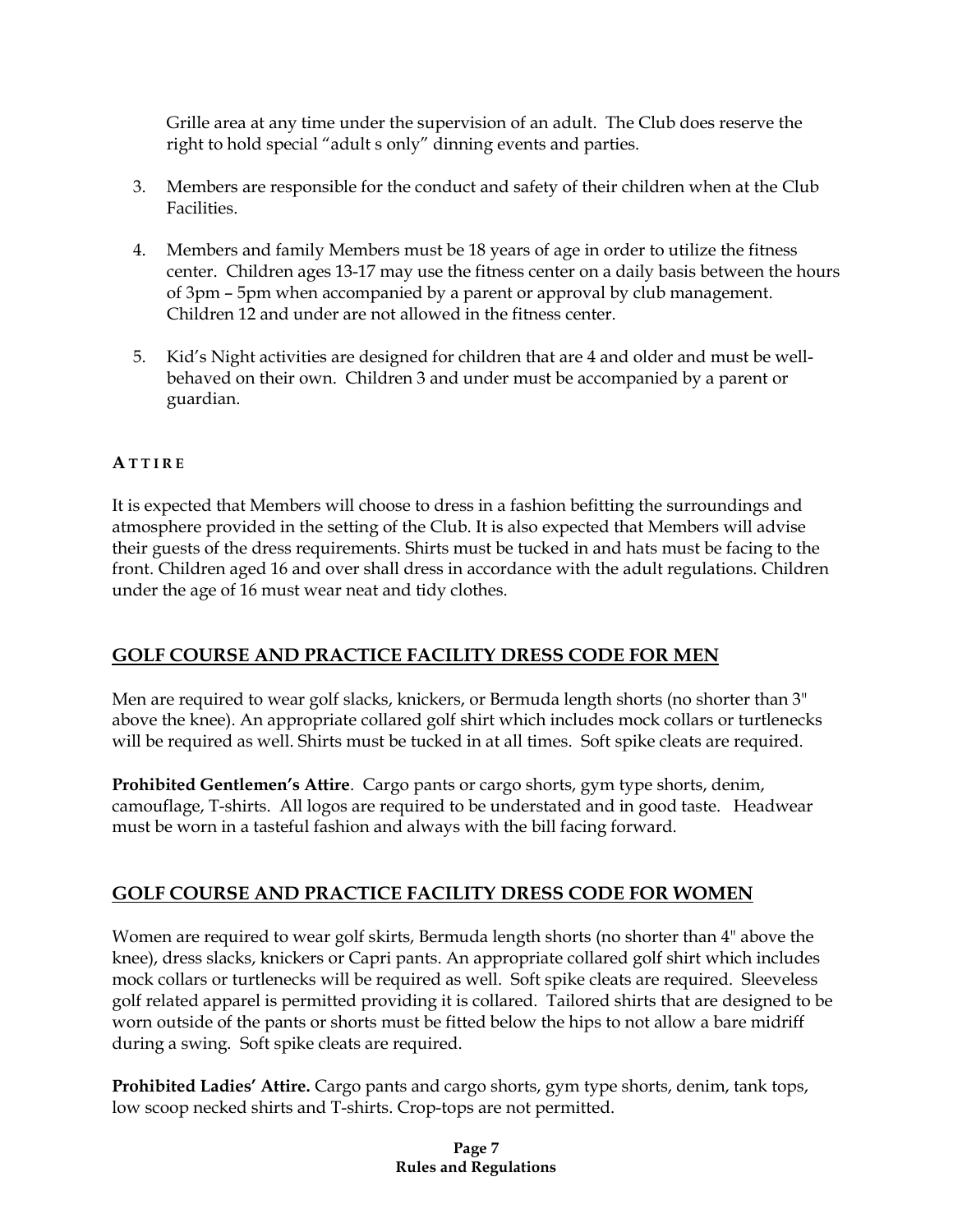Grille area at any time under the supervision of an adult. The Club does reserve the right to hold special "adult s only" dinning events and parties.

3. Members are responsible for the conduct and safety of their children when at the Club Facilities.

4. Members and family Members must be 18 years of age in order to utilize the fitness center. Children ages 13-17 may use the fitness center on a daily basis between the hours of 3pm – 5pm when accompanied by a parent or approval by club management. Children 12 and under are not allowed in the fitness center.

5. Kid's Night activities are designed for children that are 4 and older and must be well-behaved on their own. Children 3 and under must be accompanied by a parent or guardian.

**ATTIRE**

It is expected that Members will choose to dress in a fashion befitting the surroundings and atmosphere provided in the setting of the Club. It is also expected that Members will advise their guests of the dress requirements. Shirts must be tucked in and hats must be facing to the front. Children aged 16 and over shall dress in accordance with the adult regulations. Children under the age of 16 must wear neat and tidy clothes.

## GOLF COURSE AND PRACTICE FACILITY DRESS CODE FOR MEN

Men are required to wear golf slacks, knickers, or Bermuda length shorts (no shorter than 3" above the knee). An appropriate collared golf shirt which includes mock collars or turtlenecks will be required as well. Shirts must be tucked in at all times. Soft spike cleats are required.

**Prohibited Gentlemen's Attire**. Cargo pants or cargo shorts, gym type shorts, denim, camouflage, T-shirts. All logos are required to be understated and in good taste. Headwear must be worn in a tasteful fashion and always with the bill facing forward.

## GOLF COURSE AND PRACTICE FACILITY DRESS CODE FOR WOMEN

Women are required to wear golf skirts, Bermuda length shorts (no shorter than 4" above the knee), dress slacks, knickers or Capri pants. An appropriate collared golf shirt which includes mock collars or turtlenecks will be required as well. Soft spike cleats are required. Sleeveless golf related apparel is permitted providing it is collared. Tailored shirts that are designed to be worn outside of the pants or shorts must be fitted below the hips to not allow a bare midriff during a swing. Soft spike cleats are required.

**Prohibited Ladies' Attire.** Cargo pants and cargo shorts, gym type shorts, denim, tank tops, low scoop necked shirts and T-shirts. Crop-tops are not permitted.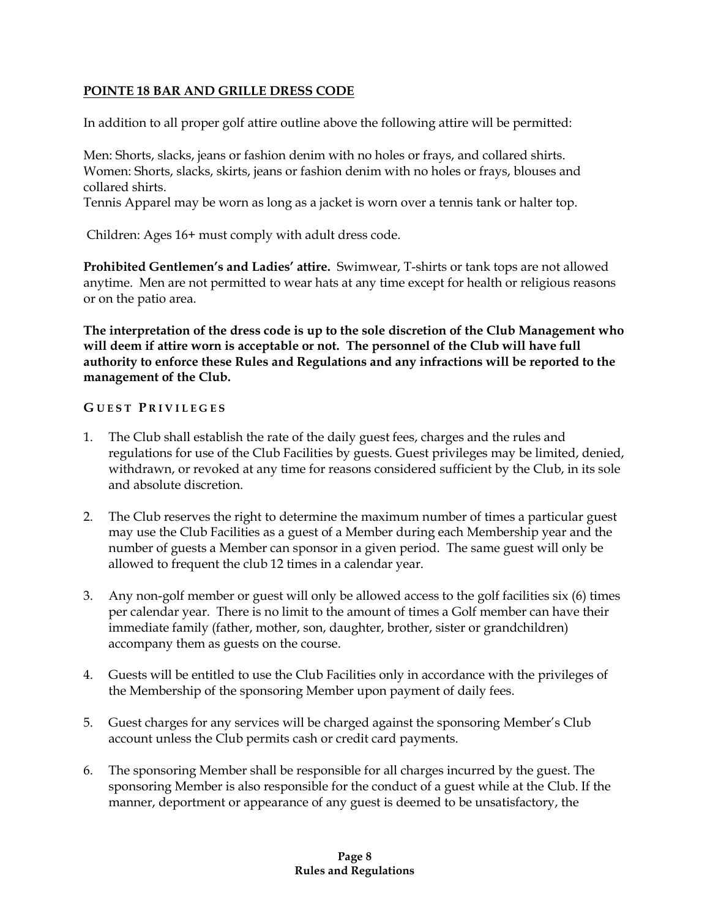## POINTE 18 BAR AND GRILLE DRESS CODE

In addition to all proper golf attire outline above the following attire will be permitted:

Men: Shorts, slacks, jeans or fashion denim with no holes or frays, and collared shirts.
Women: Shorts, slacks, skirts, jeans or fashion denim with no holes or frays, blouses and collared shirts.
Tennis Apparel may be worn as long as a jacket is worn over a tennis tank or halter top.

Children: Ages 16+ must comply with adult dress code.

**Prohibited Gentlemen's and Ladies' attire.** Swimwear, T-shirts or tank tops are not allowed anytime. Men are not permitted to wear hats at any time except for health or religious reasons or on the patio area.

**The interpretation of the dress code is up to the sole discretion of the Club Management who will deem if attire worn is acceptable or not. The personnel of the Club will have full authority to enforce these Rules and Regulations and any infractions will be reported to the management of the Club.**

### GUEST PRIVILEGES

1. The Club shall establish the rate of the daily guest fees, charges and the rules and regulations for use of the Club Facilities by guests. Guest privileges may be limited, denied, withdrawn, or revoked at any time for reasons considered sufficient by the Club, in its sole and absolute discretion.

2. The Club reserves the right to determine the maximum number of times a particular guest may use the Club Facilities as a guest of a Member during each Membership year and the number of guests a Member can sponsor in a given period. The same guest will only be allowed to frequent the club 12 times in a calendar year.

3. Any non-golf member or guest will only be allowed access to the golf facilities six (6) times per calendar year. There is no limit to the amount of times a Golf member can have their immediate family (father, mother, son, daughter, brother, sister or grandchildren) accompany them as guests on the course.

4. Guests will be entitled to use the Club Facilities only in accordance with the privileges of the Membership of the sponsoring Member upon payment of daily fees.

5. Guest charges for any services will be charged against the sponsoring Member's Club account unless the Club permits cash or credit card payments.

6. The sponsoring Member shall be responsible for all charges incurred by the guest. The sponsoring Member is also responsible for the conduct of a guest while at the Club. If the manner, deportment or appearance of any guest is deemed to be unsatisfactory, the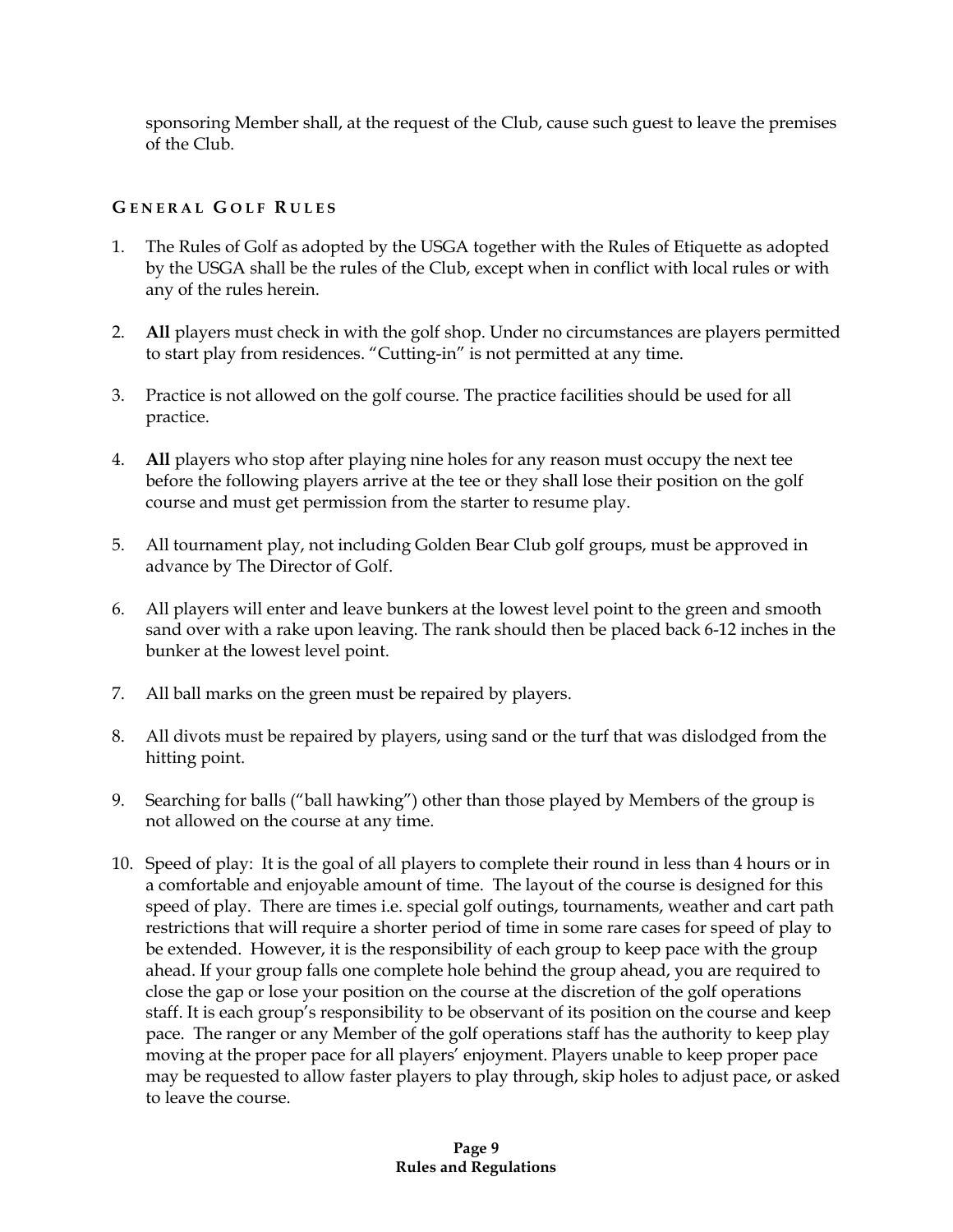sponsoring Member shall, at the request of the Club, cause such guest to leave the premises of the Club.

## GENERAL GOLF RULES

1. The Rules of Golf as adopted by the USGA together with the Rules of Etiquette as adopted by the USGA shall be the rules of the Club, except when in conflict with local rules or with any of the rules herein.

2. **All** players must check in with the golf shop. Under no circumstances are players permitted to start play from residences. "Cutting-in" is not permitted at any time.

3. Practice is not allowed on the golf course. The practice facilities should be used for all practice.

4. **All** players who stop after playing nine holes for any reason must occupy the next tee before the following players arrive at the tee or they shall lose their position on the golf course and must get permission from the starter to resume play.

5. All tournament play, not including Golden Bear Club golf groups, must be approved in advance by The Director of Golf.

6. All players will enter and leave bunkers at the lowest level point to the green and smooth sand over with a rake upon leaving. The rank should then be placed back 6-12 inches in the bunker at the lowest level point.

7. All ball marks on the green must be repaired by players.

8. All divots must be repaired by players, using sand or the turf that was dislodged from the hitting point.

9. Searching for balls ("ball hawking") other than those played by Members of the group is not allowed on the course at any time.

10. Speed of play: It is the goal of all players to complete their round in less than 4 hours or in a comfortable and enjoyable amount of time. The layout of the course is designed for this speed of play. There are times i.e. special golf outings, tournaments, weather and cart path restrictions that will require a shorter period of time in some rare cases for speed of play to be extended. However, it is the responsibility of each group to keep pace with the group ahead. If your group falls one complete hole behind the group ahead, you are required to close the gap or lose your position on the course at the discretion of the golf operations staff. It is each group's responsibility to be observant of its position on the course and keep pace. The ranger or any Member of the golf operations staff has the authority to keep play moving at the proper pace for all players' enjoyment. Players unable to keep proper pace may be requested to allow faster players to play through, skip holes to adjust pace, or asked to leave the course.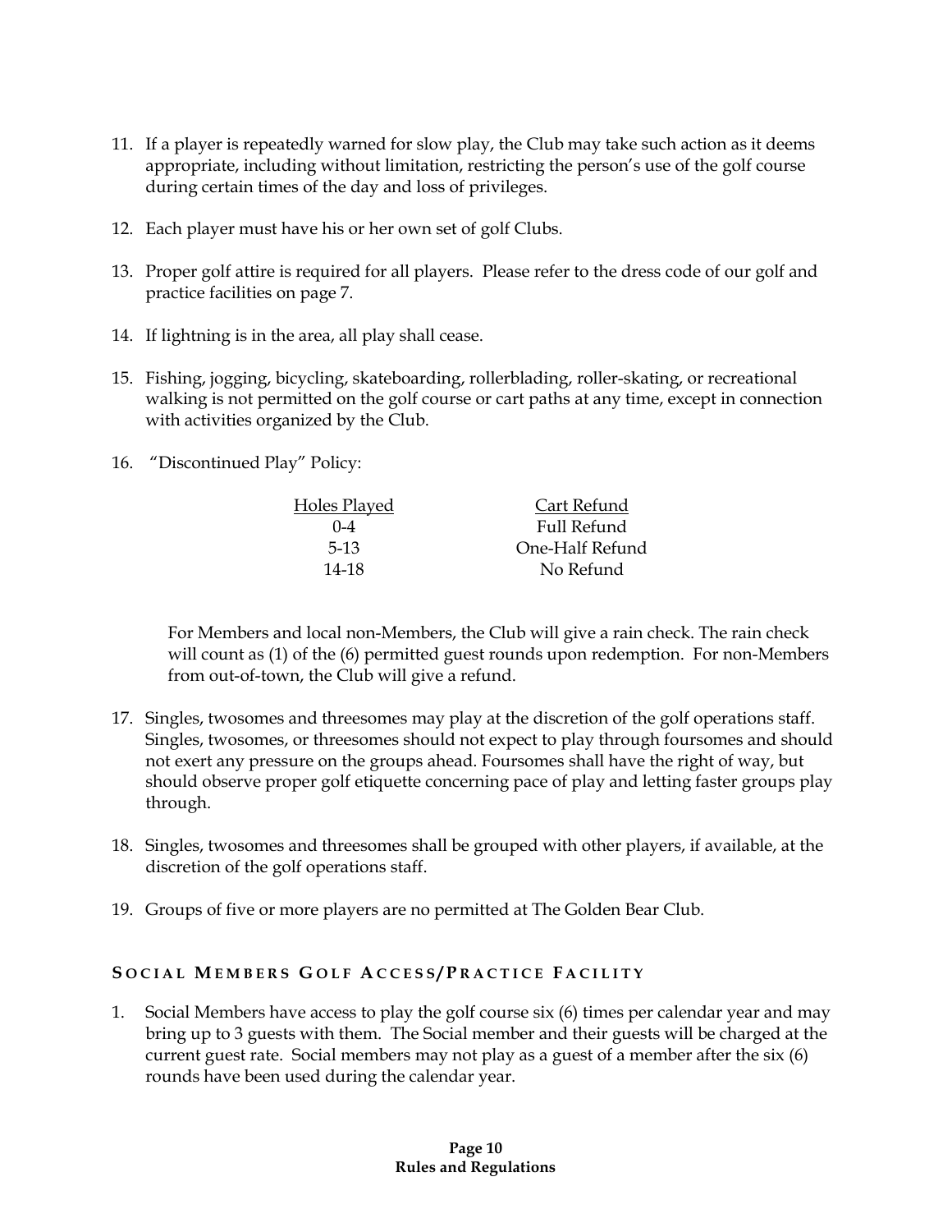11. If a player is repeatedly warned for slow play, the Club may take such action as it deems appropriate, including without limitation, restricting the person's use of the golf course during certain times of the day and loss of privileges.

12. Each player must have his or her own set of golf Clubs.

13. Proper golf attire is required for all players. Please refer to the dress code of our golf and practice facilities on page 7.

14. If lightning is in the area, all play shall cease.

15. Fishing, jogging, bicycling, skateboarding, rollerblading, roller-skating, or recreational walking is not permitted on the golf course or cart paths at any time, except in connection with activities organized by the Club.

16. "Discontinued Play" Policy:

| Holes Played | Cart Refund |
|---|---|
| 0-4 | Full Refund |
| 5-13 | One-Half Refund |
| 14-18 | No Refund |

For Members and local non-Members, the Club will give a rain check. The rain check will count as (1) of the (6) permitted guest rounds upon redemption. For non-Members from out-of-town, the Club will give a refund.

17. Singles, twosomes and threesomes may play at the discretion of the golf operations staff. Singles, twosomes, or threesomes should not expect to play through foursomes and should not exert any pressure on the groups ahead. Foursomes shall have the right of way, but should observe proper golf etiquette concerning pace of play and letting faster groups play through.

18. Singles, twosomes and threesomes shall be grouped with other players, if available, at the discretion of the golf operations staff.

19. Groups of five or more players are no permitted at The Golden Bear Club.

## Social Members Golf Access/Practice Facility

1. Social Members have access to play the golf course six (6) times per calendar year and may bring up to 3 guests with them. The Social member and their guests will be charged at the current guest rate. Social members may not play as a guest of a member after the six (6) rounds have been used during the calendar year.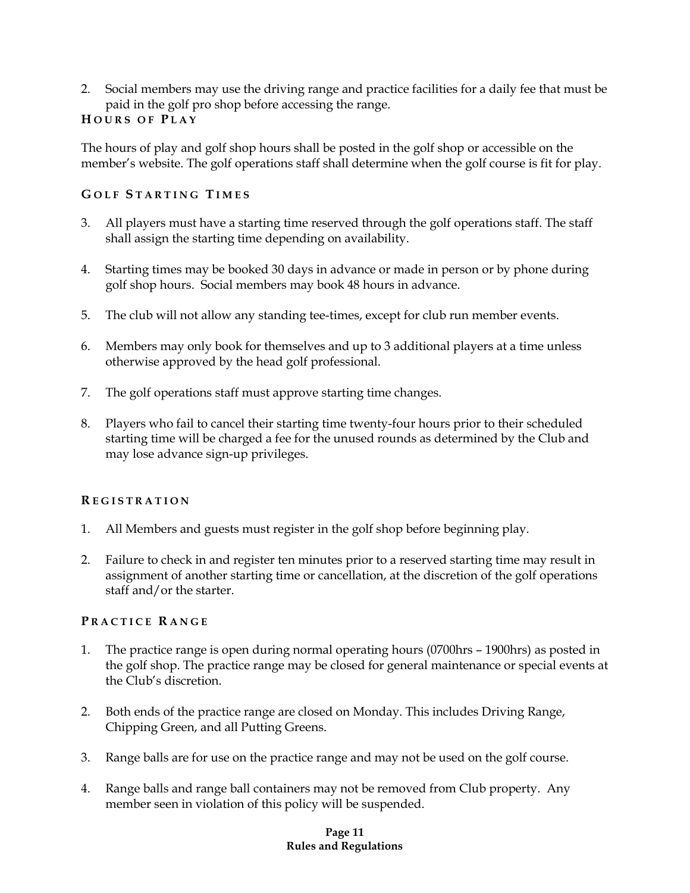2. Social members may use the driving range and practice facilities for a daily fee that must be paid in the golf pro shop before accessing the range.

### HOURS OF PLAY

The hours of play and golf shop hours shall be posted in the golf shop or accessible on the member's website. The golf operations staff shall determine when the golf course is fit for play.

### GOLF STARTING TIMES

3. All players must have a starting time reserved through the golf operations staff. The staff shall assign the starting time depending on availability.

4. Starting times may be booked 30 days in advance or made in person or by phone during golf shop hours. Social members may book 48 hours in advance.

5. The club will not allow any standing tee-times, except for club run member events.

6. Members may only book for themselves and up to 3 additional players at a time unless otherwise approved by the head golf professional.

7. The golf operations staff must approve starting time changes.

8. Players who fail to cancel their starting time twenty-four hours prior to their scheduled starting time will be charged a fee for the unused rounds as determined by the Club and may lose advance sign-up privileges.

### REGISTRATION

1. All Members and guests must register in the golf shop before beginning play.

2. Failure to check in and register ten minutes prior to a reserved starting time may result in assignment of another starting time or cancellation, at the discretion of the golf operations staff and/or the starter.

### PRACTICE RANGE

1. The practice range is open during normal operating hours (0700hrs – 1900hrs) as posted in the golf shop. The practice range may be closed for general maintenance or special events at the Club's discretion.

2. Both ends of the practice range are closed on Monday. This includes Driving Range, Chipping Green, and all Putting Greens.

3. Range balls are for use on the practice range and may not be used on the golf course.

4. Range balls and range ball containers may not be removed from Club property. Any member seen in violation of this policy will be suspended.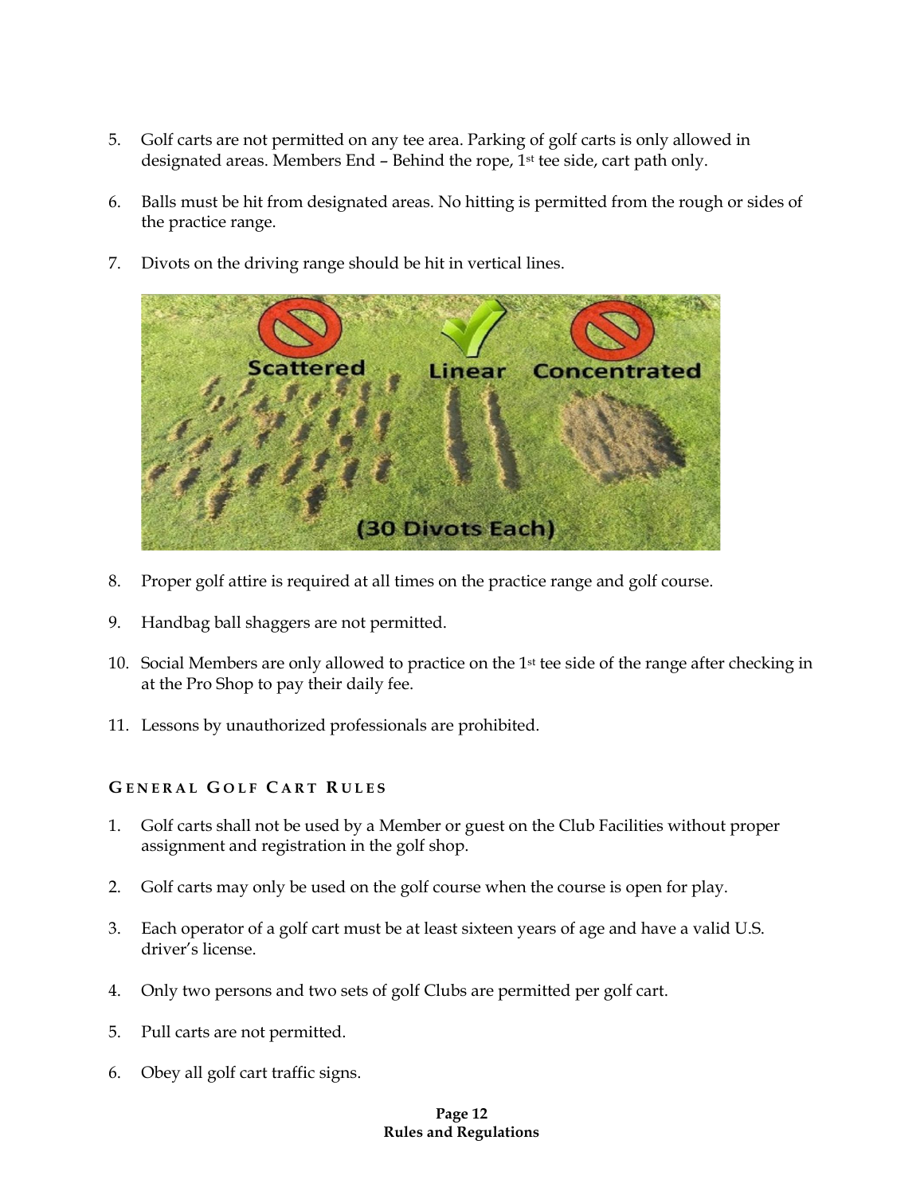5. Golf carts are not permitted on any tee area. Parking of golf carts is only allowed in designated areas. Members End – Behind the rope, 1st tee side, cart path only.

6. Balls must be hit from designated areas. No hitting is permitted from the rough or sides of the practice range.

7. Divots on the driving range should be hit in vertical lines.

8. Proper golf attire is required at all times on the practice range and golf course.

9. Handbag ball shaggers are not permitted.

10. Social Members are only allowed to practice on the 1st tee side of the range after checking in at the Pro Shop to pay their daily fee.

11. Lessons by unauthorized professionals are prohibited.

### GENERAL GOLF CART RULES

1. Golf carts shall not be used by a Member or guest on the Club Facilities without proper assignment and registration in the golf shop.

2. Golf carts may only be used on the golf course when the course is open for play.

3. Each operator of a golf cart must be at least sixteen years of age and have a valid U.S. driver's license.

4. Only two persons and two sets of golf Clubs are permitted per golf cart.

5. Pull carts are not permitted.

6. Obey all golf cart traffic signs.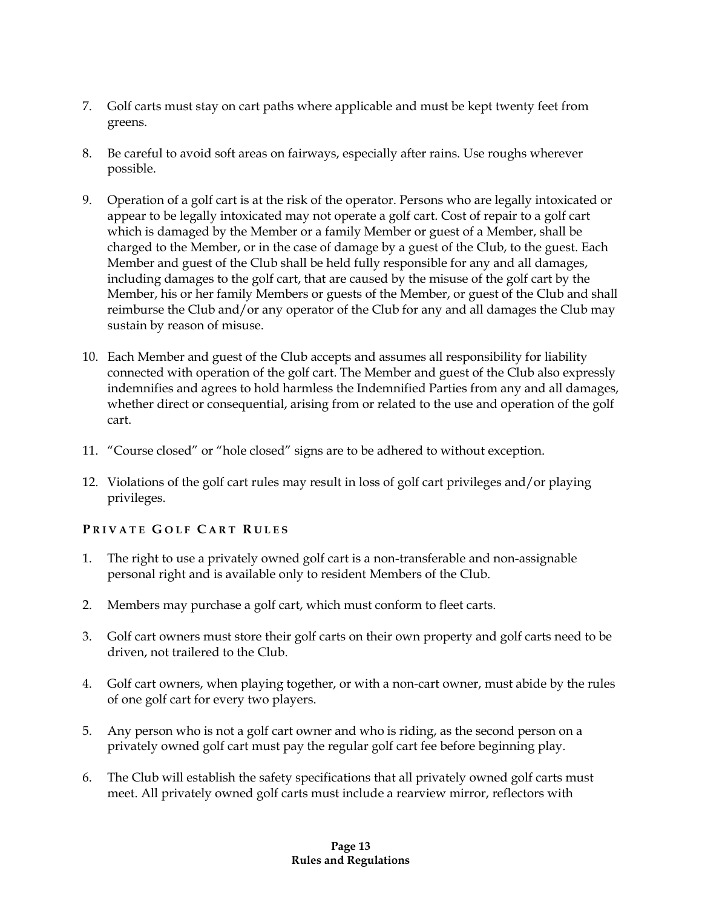7. Golf carts must stay on cart paths where applicable and must be kept twenty feet from greens.

8. Be careful to avoid soft areas on fairways, especially after rains. Use roughs wherever possible.

9. Operation of a golf cart is at the risk of the operator. Persons who are legally intoxicated or appear to be legally intoxicated may not operate a golf cart. Cost of repair to a golf cart which is damaged by the Member or a family Member or guest of a Member, shall be charged to the Member, or in the case of damage by a guest of the Club, to the guest. Each Member and guest of the Club shall be held fully responsible for any and all damages, including damages to the golf cart, that are caused by the misuse of the golf cart by the Member, his or her family Members or guests of the Member, or guest of the Club and shall reimburse the Club and/or any operator of the Club for any and all damages the Club may sustain by reason of misuse.

10. Each Member and guest of the Club accepts and assumes all responsibility for liability connected with operation of the golf cart. The Member and guest of the Club also expressly indemnifies and agrees to hold harmless the Indemnified Parties from any and all damages, whether direct or consequential, arising from or related to the use and operation of the golf cart.

11. "Course closed" or "hole closed" signs are to be adhered to without exception.

12. Violations of the golf cart rules may result in loss of golf cart privileges and/or playing privileges.

### PRIVATE GOLF CART RULES

1. The right to use a privately owned golf cart is a non-transferable and non-assignable personal right and is available only to resident Members of the Club.

2. Members may purchase a golf cart, which must conform to fleet carts.

3. Golf cart owners must store their golf carts on their own property and golf carts need to be driven, not trailered to the Club.

4. Golf cart owners, when playing together, or with a non-cart owner, must abide by the rules of one golf cart for every two players.

5. Any person who is not a golf cart owner and who is riding, as the second person on a privately owned golf cart must pay the regular golf cart fee before beginning play.

6. The Club will establish the safety specifications that all privately owned golf carts must meet. All privately owned golf carts must include a rearview mirror, reflectors with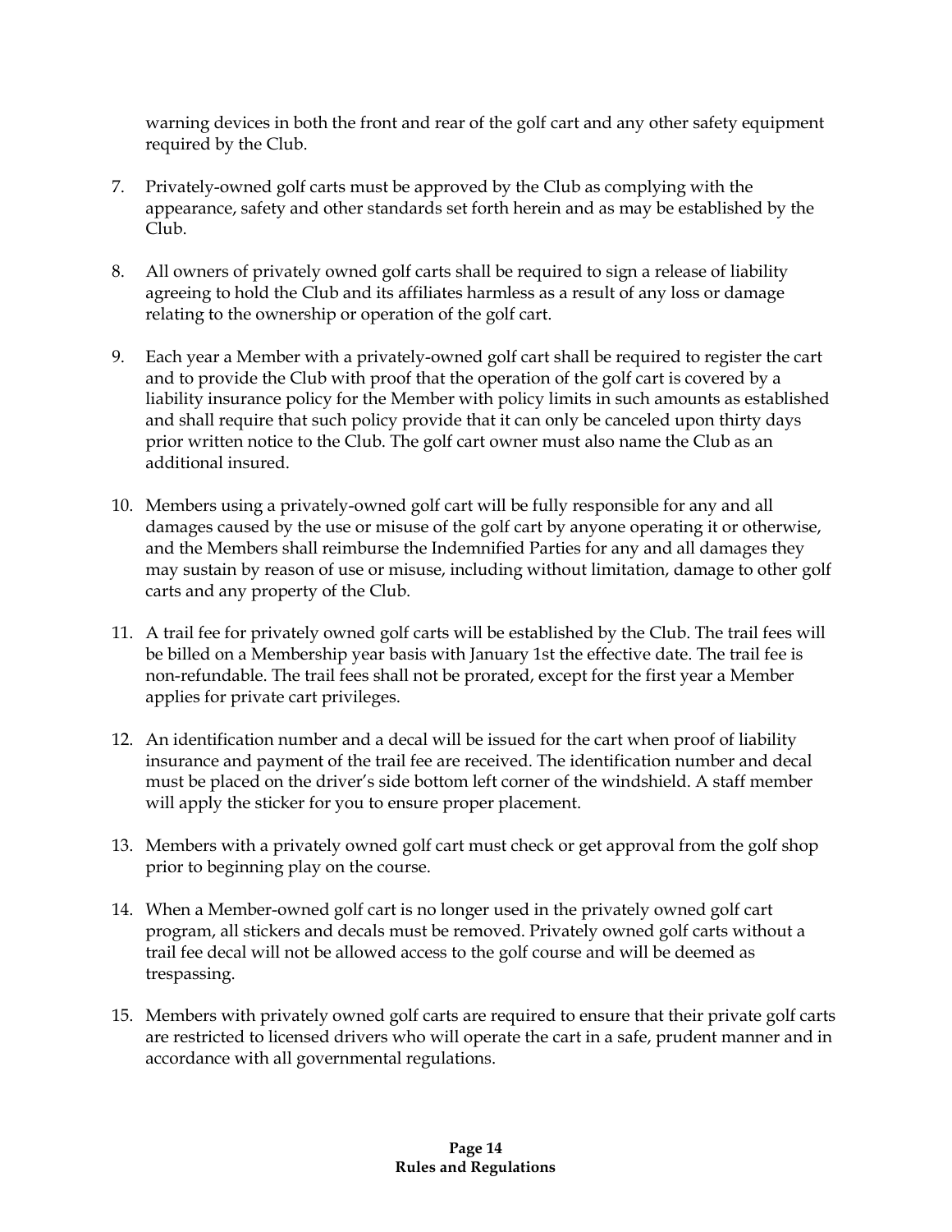warning devices in both the front and rear of the golf cart and any other safety equipment required by the Club.

7. Privately-owned golf carts must be approved by the Club as complying with the appearance, safety and other standards set forth herein and as may be established by the Club.

8. All owners of privately owned golf carts shall be required to sign a release of liability agreeing to hold the Club and its affiliates harmless as a result of any loss or damage relating to the ownership or operation of the golf cart.

9. Each year a Member with a privately-owned golf cart shall be required to register the cart and to provide the Club with proof that the operation of the golf cart is covered by a liability insurance policy for the Member with policy limits in such amounts as established and shall require that such policy provide that it can only be canceled upon thirty days prior written notice to the Club. The golf cart owner must also name the Club as an additional insured.

10. Members using a privately-owned golf cart will be fully responsible for any and all damages caused by the use or misuse of the golf cart by anyone operating it or otherwise, and the Members shall reimburse the Indemnified Parties for any and all damages they may sustain by reason of use or misuse, including without limitation, damage to other golf carts and any property of the Club.

11. A trail fee for privately owned golf carts will be established by the Club. The trail fees will be billed on a Membership year basis with January 1st the effective date. The trail fee is non-refundable. The trail fees shall not be prorated, except for the first year a Member applies for private cart privileges.

12. An identification number and a decal will be issued for the cart when proof of liability insurance and payment of the trail fee are received. The identification number and decal must be placed on the driver's side bottom left corner of the windshield. A staff member will apply the sticker for you to ensure proper placement.

13. Members with a privately owned golf cart must check or get approval from the golf shop prior to beginning play on the course.

14. When a Member-owned golf cart is no longer used in the privately owned golf cart program, all stickers and decals must be removed. Privately owned golf carts without a trail fee decal will not be allowed access to the golf course and will be deemed as trespassing.

15. Members with privately owned golf carts are required to ensure that their private golf carts are restricted to licensed drivers who will operate the cart in a safe, prudent manner and in accordance with all governmental regulations.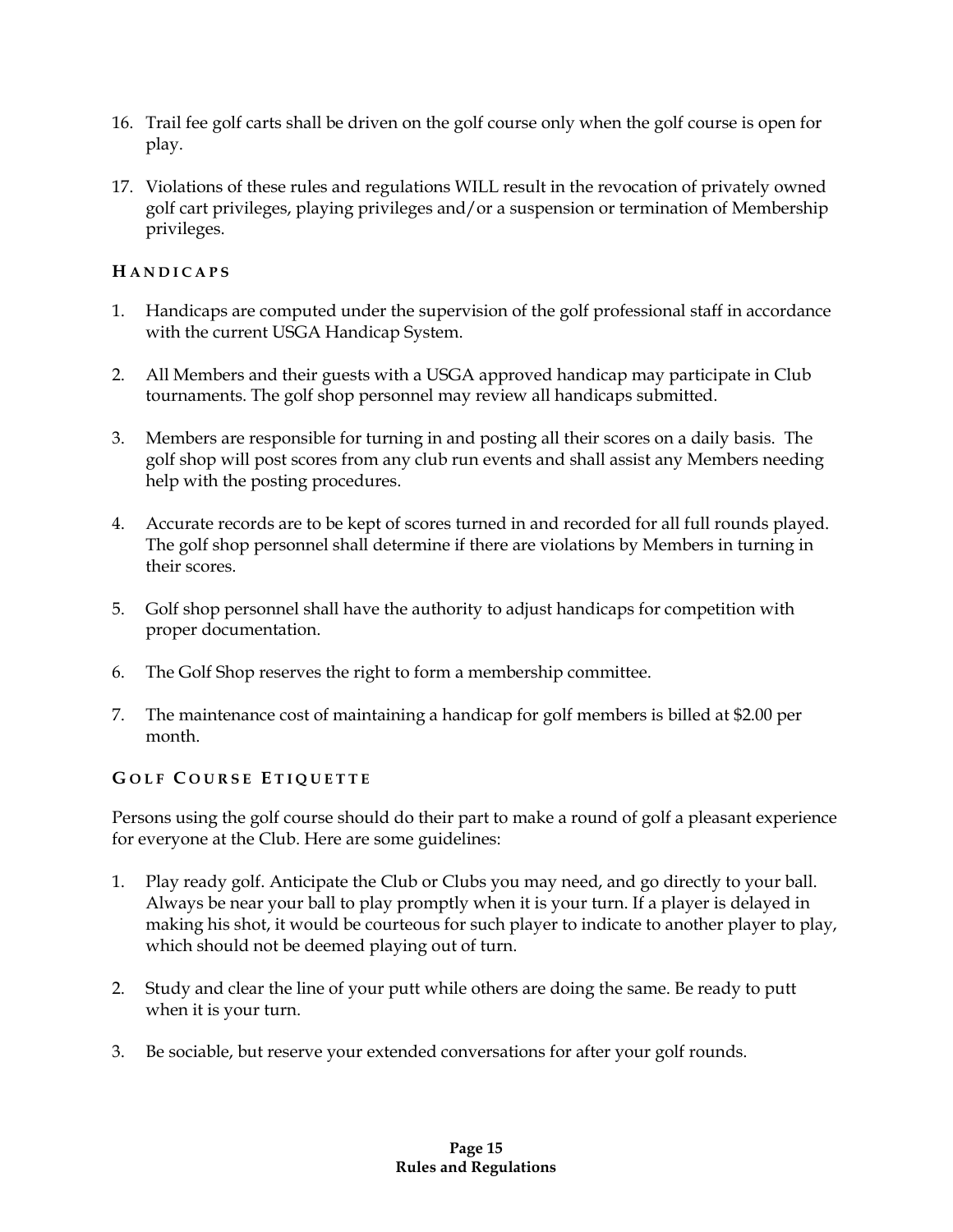16. Trail fee golf carts shall be driven on the golf course only when the golf course is open for play.

17. Violations of these rules and regulations WILL result in the revocation of privately owned golf cart privileges, playing privileges and/or a suspension or termination of Membership privileges.

### HANDICAPS

1. Handicaps are computed under the supervision of the golf professional staff in accordance with the current USGA Handicap System.

2. All Members and their guests with a USGA approved handicap may participate in Club tournaments. The golf shop personnel may review all handicaps submitted.

3. Members are responsible for turning in and posting all their scores on a daily basis. The golf shop will post scores from any club run events and shall assist any Members needing help with the posting procedures.

4. Accurate records are to be kept of scores turned in and recorded for all full rounds played. The golf shop personnel shall determine if there are violations by Members in turning in their scores.

5. Golf shop personnel shall have the authority to adjust handicaps for competition with proper documentation.

6. The Golf Shop reserves the right to form a membership committee.

7. The maintenance cost of maintaining a handicap for golf members is billed at $2.00 per month.

### GOLF COURSE ETIQUETTE

Persons using the golf course should do their part to make a round of golf a pleasant experience for everyone at the Club. Here are some guidelines:

1. Play ready golf. Anticipate the Club or Clubs you may need, and go directly to your ball. Always be near your ball to play promptly when it is your turn. If a player is delayed in making his shot, it would be courteous for such player to indicate to another player to play, which should not be deemed playing out of turn.

2. Study and clear the line of your putt while others are doing the same. Be ready to putt when it is your turn.

3. Be sociable, but reserve your extended conversations for after your golf rounds.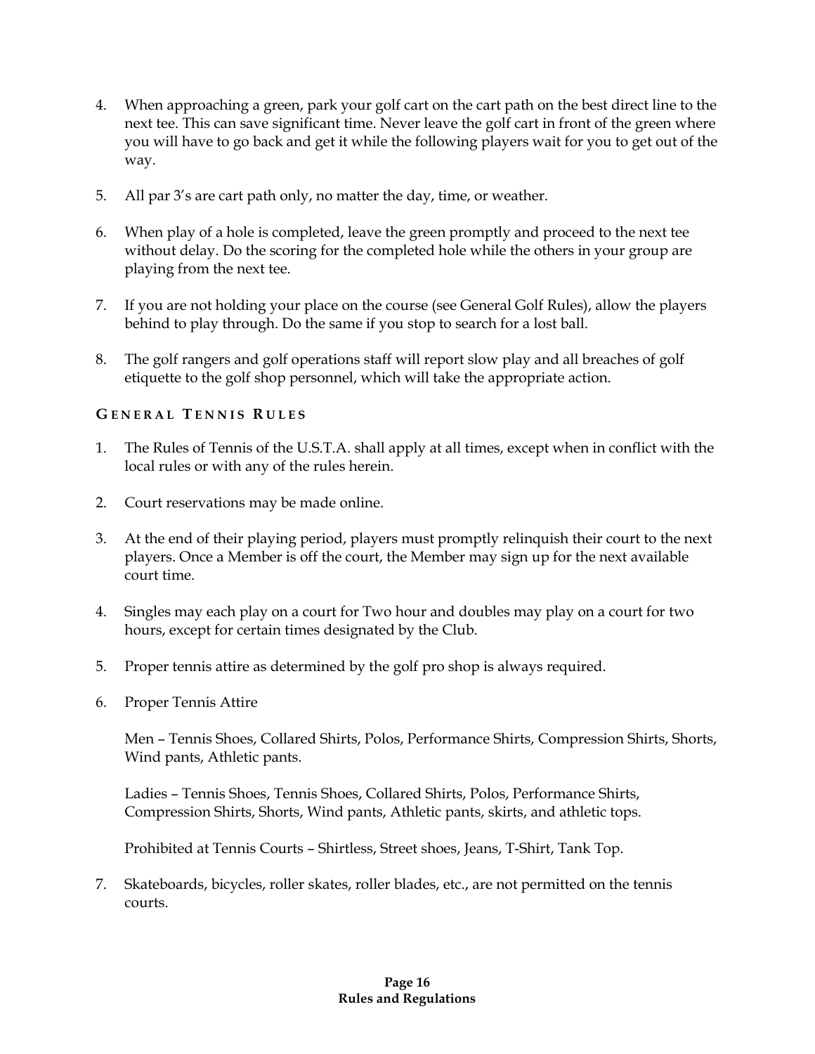4. When approaching a green, park your golf cart on the cart path on the best direct line to the next tee. This can save significant time. Never leave the golf cart in front of the green where you will have to go back and get it while the following players wait for you to get out of the way.

5. All par 3's are cart path only, no matter the day, time, or weather.

6. When play of a hole is completed, leave the green promptly and proceed to the next tee without delay. Do the scoring for the completed hole while the others in your group are playing from the next tee.

7. If you are not holding your place on the course (see General Golf Rules), allow the players behind to play through. Do the same if you stop to search for a lost ball.

8. The golf rangers and golf operations staff will report slow play and all breaches of golf etiquette to the golf shop personnel, which will take the appropriate action.

### General Tennis Rules

1. The Rules of Tennis of the U.S.T.A. shall apply at all times, except when in conflict with the local rules or with any of the rules herein.

2. Court reservations may be made online.

3. At the end of their playing period, players must promptly relinquish their court to the next players. Once a Member is off the court, the Member may sign up for the next available court time.

4. Singles may each play on a court for Two hour and doubles may play on a court for two hours, except for certain times designated by the Club.

5. Proper tennis attire as determined by the golf pro shop is always required.

6. Proper Tennis Attire

   Men – Tennis Shoes, Collared Shirts, Polos, Performance Shirts, Compression Shirts, Shorts, Wind pants, Athletic pants.

   Ladies – Tennis Shoes, Tennis Shoes, Collared Shirts, Polos, Performance Shirts, Compression Shirts, Shorts, Wind pants, Athletic pants, skirts, and athletic tops.

   Prohibited at Tennis Courts – Shirtless, Street shoes, Jeans, T-Shirt, Tank Top.

7. Skateboards, bicycles, roller skates, roller blades, etc., are not permitted on the tennis courts.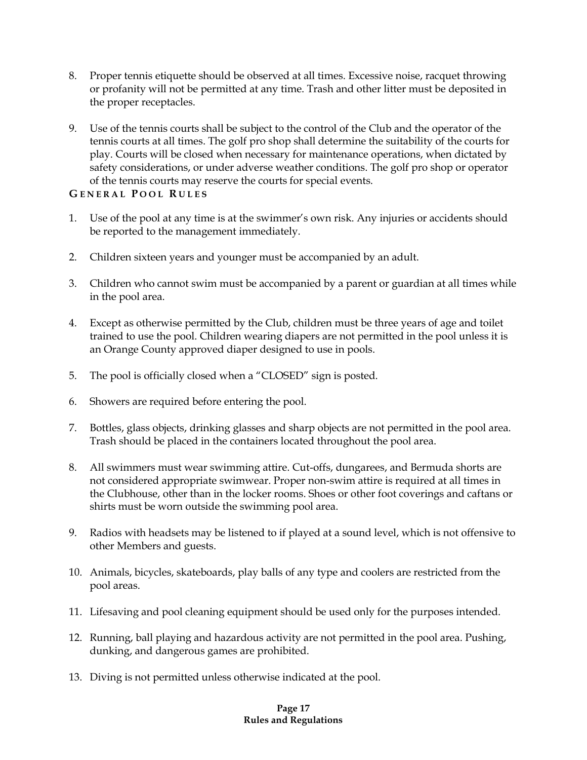8. Proper tennis etiquette should be observed at all times. Excessive noise, racquet throwing or profanity will not be permitted at any time. Trash and other litter must be deposited in the proper receptacles.

9. Use of the tennis courts shall be subject to the control of the Club and the operator of the tennis courts at all times. The golf pro shop shall determine the suitability of the courts for play. Courts will be closed when necessary for maintenance operations, when dictated by safety considerations, or under adverse weather conditions. The golf pro shop or operator of the tennis courts may reserve the courts for special events.

## General Pool Rules

1. Use of the pool at any time is at the swimmer's own risk. Any injuries or accidents should be reported to the management immediately.

2. Children sixteen years and younger must be accompanied by an adult.

3. Children who cannot swim must be accompanied by a parent or guardian at all times while in the pool area.

4. Except as otherwise permitted by the Club, children must be three years of age and toilet trained to use the pool. Children wearing diapers are not permitted in the pool unless it is an Orange County approved diaper designed to use in pools.

5. The pool is officially closed when a "CLOSED" sign is posted.

6. Showers are required before entering the pool.

7. Bottles, glass objects, drinking glasses and sharp objects are not permitted in the pool area. Trash should be placed in the containers located throughout the pool area.

8. All swimmers must wear swimming attire. Cut-offs, dungarees, and Bermuda shorts are not considered appropriate swimwear. Proper non-swim attire is required at all times in the Clubhouse, other than in the locker rooms. Shoes or other foot coverings and caftans or shirts must be worn outside the swimming pool area.

9. Radios with headsets may be listened to if played at a sound level, which is not offensive to other Members and guests.

10. Animals, bicycles, skateboards, play balls of any type and coolers are restricted from the pool areas.

11. Lifesaving and pool cleaning equipment should be used only for the purposes intended.

12. Running, ball playing and hazardous activity are not permitted in the pool area. Pushing, dunking, and dangerous games are prohibited.

13. Diving is not permitted unless otherwise indicated at the pool.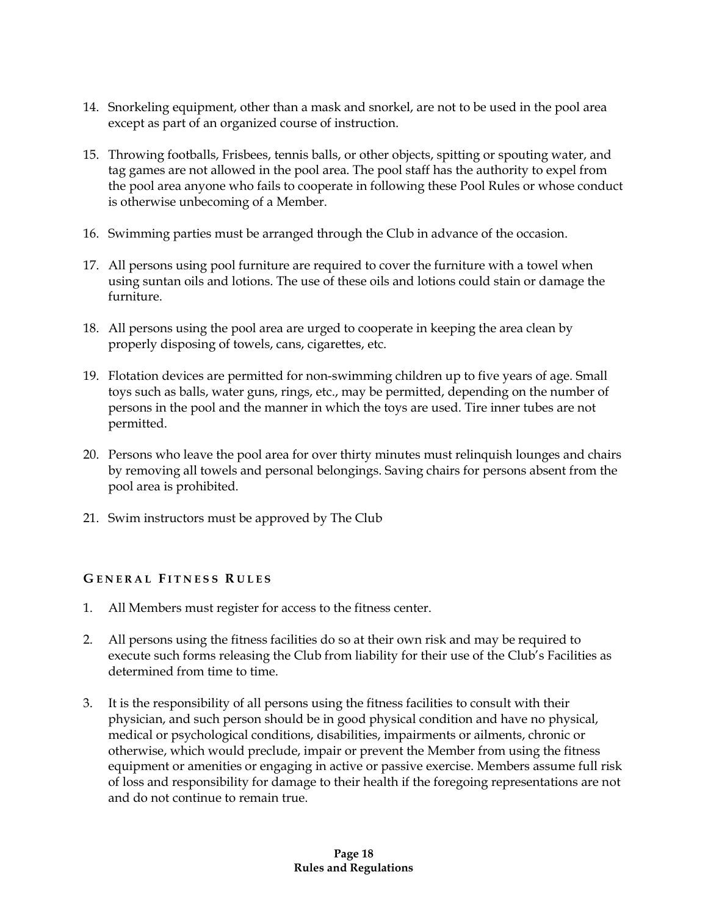14. Snorkeling equipment, other than a mask and snorkel, are not to be used in the pool area except as part of an organized course of instruction.

15. Throwing footballs, Frisbees, tennis balls, or other objects, spitting or spouting water, and tag games are not allowed in the pool area. The pool staff has the authority to expel from the pool area anyone who fails to cooperate in following these Pool Rules or whose conduct is otherwise unbecoming of a Member.

16. Swimming parties must be arranged through the Club in advance of the occasion.

17. All persons using pool furniture are required to cover the furniture with a towel when using suntan oils and lotions. The use of these oils and lotions could stain or damage the furniture.

18. All persons using the pool area are urged to cooperate in keeping the area clean by properly disposing of towels, cans, cigarettes, etc.

19. Flotation devices are permitted for non-swimming children up to five years of age. Small toys such as balls, water guns, rings, etc., may be permitted, depending on the number of persons in the pool and the manner in which the toys are used. Tire inner tubes are not permitted.

20. Persons who leave the pool area for over thirty minutes must relinquish lounges and chairs by removing all towels and personal belongings. Saving chairs for persons absent from the pool area is prohibited.

21. Swim instructors must be approved by The Club

### General Fitness Rules

1. All Members must register for access to the fitness center.

2. All persons using the fitness facilities do so at their own risk and may be required to execute such forms releasing the Club from liability for their use of the Club's Facilities as determined from time to time.

3. It is the responsibility of all persons using the fitness facilities to consult with their physician, and such person should be in good physical condition and have no physical, medical or psychological conditions, disabilities, impairments or ailments, chronic or otherwise, which would preclude, impair or prevent the Member from using the fitness equipment or amenities or engaging in active or passive exercise. Members assume full risk of loss and responsibility for damage to their health if the foregoing representations are not and do not continue to remain true.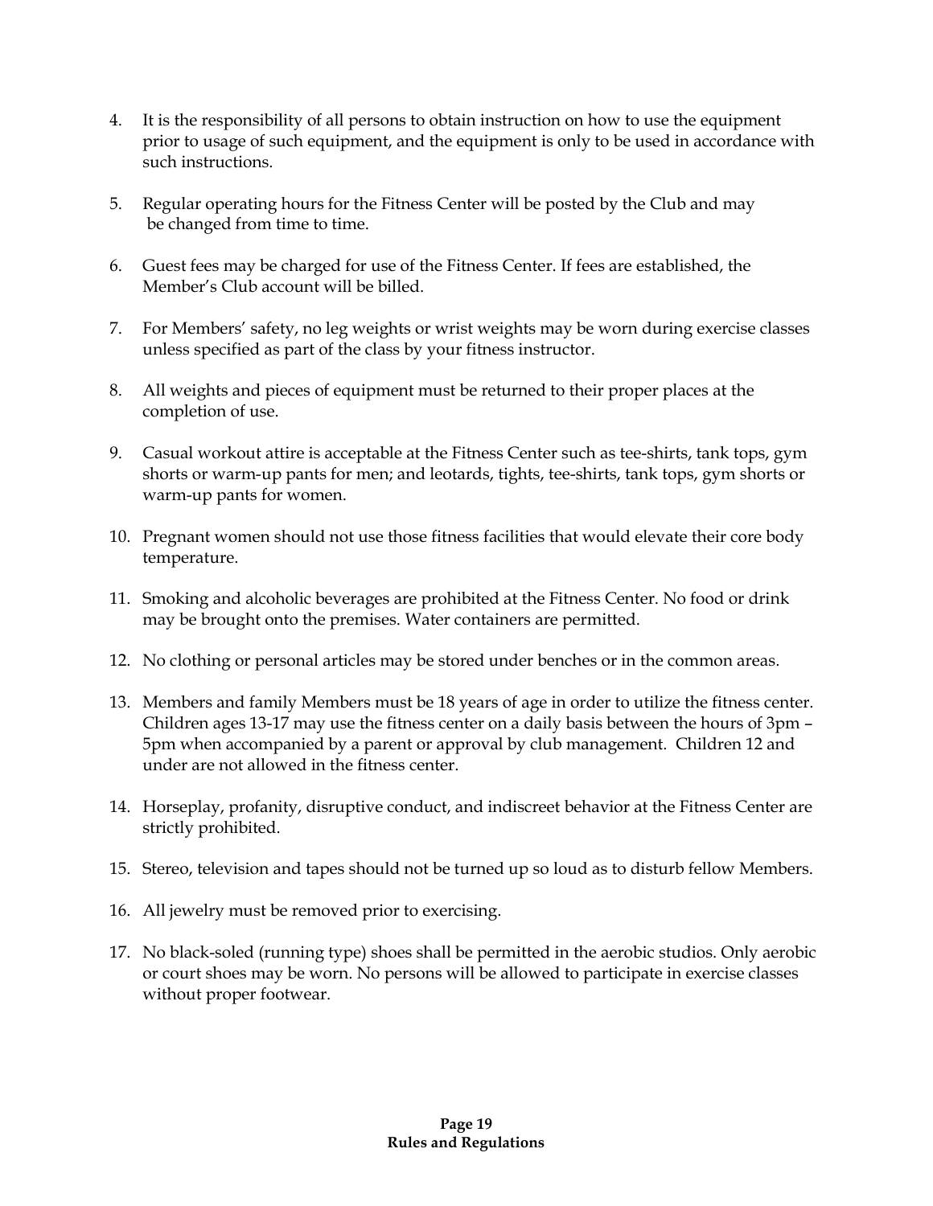4. It is the responsibility of all persons to obtain instruction on how to use the equipment prior to usage of such equipment, and the equipment is only to be used in accordance with such instructions.

5. Regular operating hours for the Fitness Center will be posted by the Club and may be changed from time to time.

6. Guest fees may be charged for use of the Fitness Center. If fees are established, the Member's Club account will be billed.

7. For Members' safety, no leg weights or wrist weights may be worn during exercise classes unless specified as part of the class by your fitness instructor.

8. All weights and pieces of equipment must be returned to their proper places at the completion of use.

9. Casual workout attire is acceptable at the Fitness Center such as tee-shirts, tank tops, gym shorts or warm-up pants for men; and leotards, tights, tee-shirts, tank tops, gym shorts or warm-up pants for women.

10. Pregnant women should not use those fitness facilities that would elevate their core body temperature.

11. Smoking and alcoholic beverages are prohibited at the Fitness Center. No food or drink may be brought onto the premises. Water containers are permitted.

12. No clothing or personal articles may be stored under benches or in the common areas.

13. Members and family Members must be 18 years of age in order to utilize the fitness center. Children ages 13-17 may use the fitness center on a daily basis between the hours of 3pm – 5pm when accompanied by a parent or approval by club management. Children 12 and under are not allowed in the fitness center.

14. Horseplay, profanity, disruptive conduct, and indiscreet behavior at the Fitness Center are strictly prohibited.

15. Stereo, television and tapes should not be turned up so loud as to disturb fellow Members.

16. All jewelry must be removed prior to exercising.

17. No black-soled (running type) shoes shall be permitted in the aerobic studios. Only aerobic or court shoes may be worn. No persons will be allowed to participate in exercise classes without proper footwear.